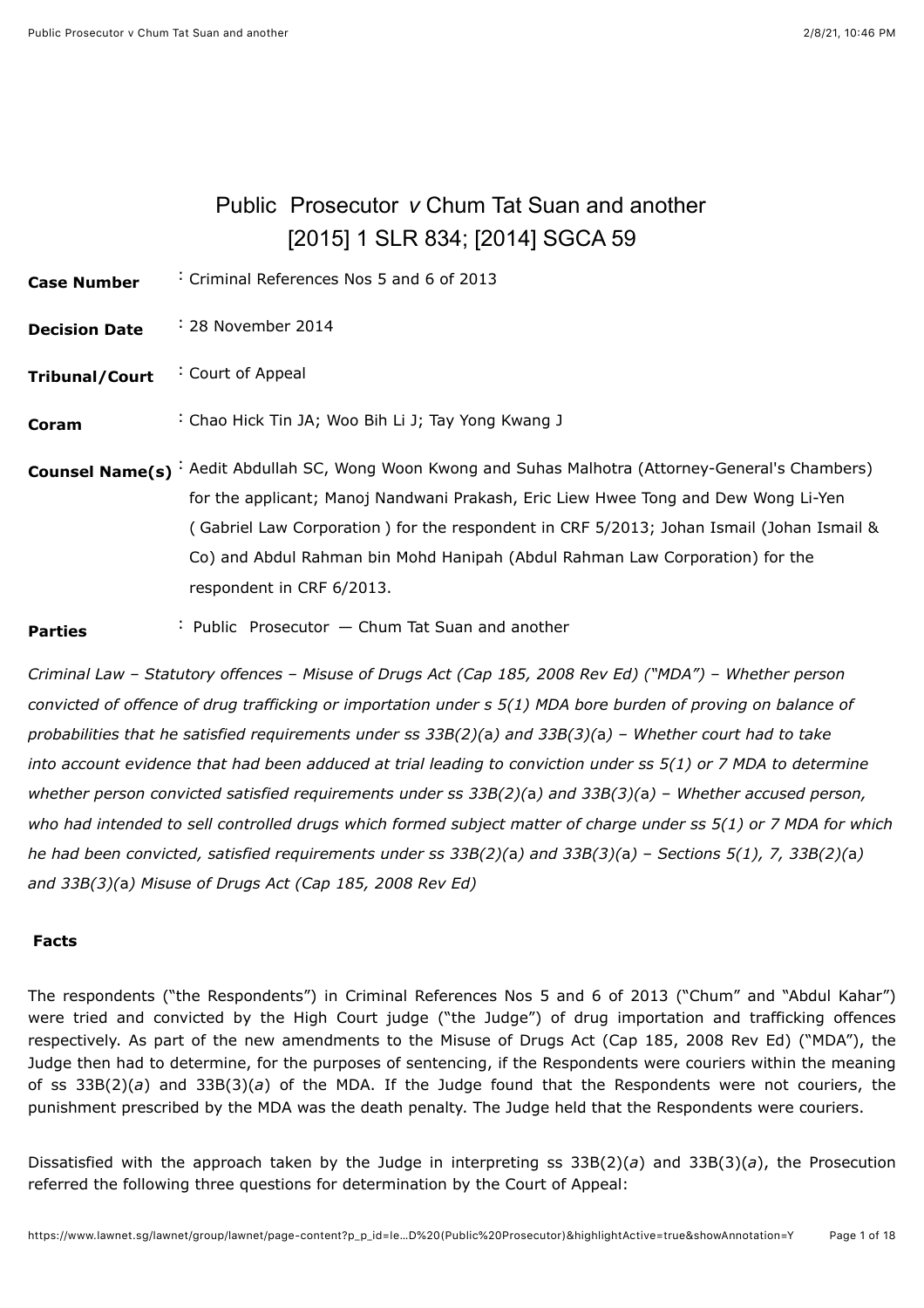# Public Prosecutor *v* Chum Tat Suan and another
## [2015] 1 SLR 834; [2014] SGCA 59

| | |
|---|---|
| **Case Number** | : Criminal References Nos 5 and 6 of 2013 |
| **Decision Date** | : 28 November 2014 |
| **Tribunal/Court** | : Court of Appeal |
| **Coram** | : Chao Hick Tin JA; Woo Bih Li J; Tay Yong Kwang J |
| **Counsel Name(s)** | : Aedit Abdullah SC, Wong Woon Kwong and Suhas Malhotra (Attorney-General's Chambers) for the applicant; Manoj Nandwani Prakash, Eric Liew Hwee Tong and Dew Wong Li-Yen ( Gabriel Law Corporation ) for the respondent in CRF 5/2013; Johan Ismail (Johan Ismail & Co) and Abdul Rahman bin Mohd Hanipah (Abdul Rahman Law Corporation) for the respondent in CRF 6/2013. |
| **Parties** | : Public Prosecutor — Chum Tat Suan and another |

*Criminal Law – Statutory offences – Misuse of Drugs Act (Cap 185, 2008 Rev Ed) ("MDA") – Whether person convicted of offence of drug trafficking or importation under s 5(1) MDA bore burden of proving on balance of probabilities that he satisfied requirements under ss 33B(2)(*a*) and 33B(3)(*a*) – Whether court had to take into account evidence that had been adduced at trial leading to conviction under ss 5(1) or 7 MDA to determine whether person convicted satisfied requirements under ss 33B(2)(*a*) and 33B(3)(*a*) – Whether accused person, who had intended to sell controlled drugs which formed subject matter of charge under ss 5(1) or 7 MDA for which he had been convicted, satisfied requirements under ss 33B(2)(*a*) and 33B(3)(*a*) – Sections 5(1), 7, 33B(2)(*a*) and 33B(3)(*a*) Misuse of Drugs Act (Cap 185, 2008 Rev Ed)*

**Facts**

The respondents ("the Respondents") in Criminal References Nos 5 and 6 of 2013 ("Chum" and "Abdul Kahar") were tried and convicted by the High Court judge ("the Judge") of drug importation and trafficking offences respectively. As part of the new amendments to the Misuse of Drugs Act (Cap 185, 2008 Rev Ed) ("MDA"), the Judge then had to determine, for the purposes of sentencing, if the Respondents were couriers within the meaning of ss 33B(2)(*a*) and 33B(3)(*a*) of the MDA. If the Judge found that the Respondents were not couriers, the punishment prescribed by the MDA was the death penalty. The Judge held that the Respondents were couriers.

Dissatisfied with the approach taken by the Judge in interpreting ss 33B(2)(*a*) and 33B(3)(*a*), the Prosecution referred the following three questions for determination by the Court of Appeal: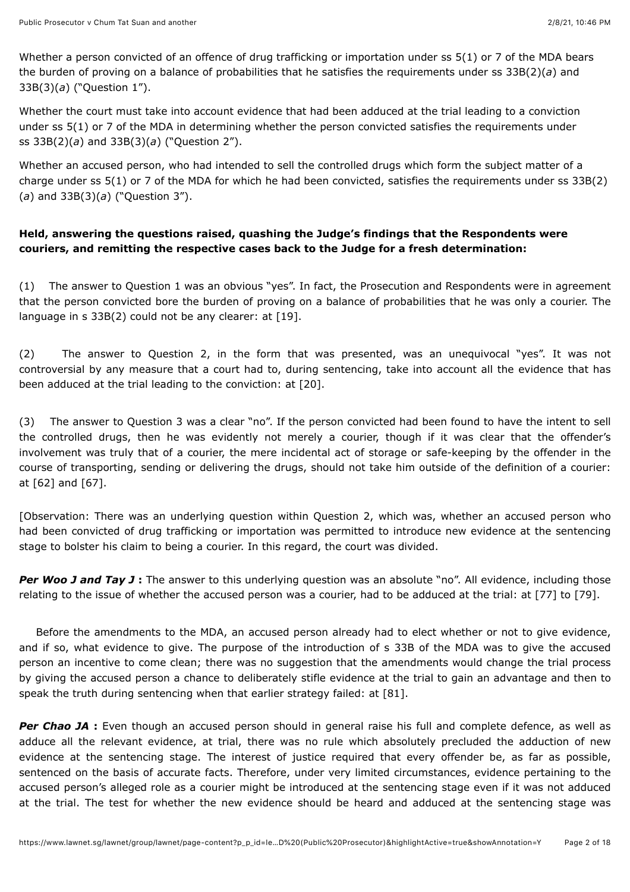Whether a person convicted of an offence of drug trafficking or importation under ss 5(1) or 7 of the MDA bears the burden of proving on a balance of probabilities that he satisfies the requirements under ss 33B(2)(*a*) and 33B(3)(*a*) ("Question 1").

Whether the court must take into account evidence that had been adduced at the trial leading to a conviction under ss 5(1) or 7 of the MDA in determining whether the person convicted satisfies the requirements under ss 33B(2)(*a*) and 33B(3)(*a*) ("Question 2").

Whether an accused person, who had intended to sell the controlled drugs which form the subject matter of a charge under ss 5(1) or 7 of the MDA for which he had been convicted, satisfies the requirements under ss 33B(2)(*a*) and 33B(3)(*a*) ("Question 3").

**Held, answering the questions raised, quashing the Judge's findings that the Respondents were couriers, and remitting the respective cases back to the Judge for a fresh determination:**

(1) The answer to Question 1 was an obvious "yes". In fact, the Prosecution and Respondents were in agreement that the person convicted bore the burden of proving on a balance of probabilities that he was only a courier. The language in s 33B(2) could not be any clearer: at [19].

(2) The answer to Question 2, in the form that was presented, was an unequivocal "yes". It was not controversial by any measure that a court had to, during sentencing, take into account all the evidence that has been adduced at the trial leading to the conviction: at [20].

(3) The answer to Question 3 was a clear "no". If the person convicted had been found to have the intent to sell the controlled drugs, then he was evidently not merely a courier, though if it was clear that the offender's involvement was truly that of a courier, the mere incidental act of storage or safe-keeping by the offender in the course of transporting, sending or delivering the drugs, should not take him outside of the definition of a courier: at [62] and [67].

[Observation: There was an underlying question within Question 2, which was, whether an accused person who had been convicted of drug trafficking or importation was permitted to introduce new evidence at the sentencing stage to bolster his claim to being a courier. In this regard, the court was divided.

***Per Woo J and Tay J*** **:** The answer to this underlying question was an absolute "no". All evidence, including those relating to the issue of whether the accused person was a courier, had to be adduced at the trial: at [77] to [79].

Before the amendments to the MDA, an accused person already had to elect whether or not to give evidence, and if so, what evidence to give. The purpose of the introduction of s 33B of the MDA was to give the accused person an incentive to come clean; there was no suggestion that the amendments would change the trial process by giving the accused person a chance to deliberately stifle evidence at the trial to gain an advantage and then to speak the truth during sentencing when that earlier strategy failed: at [81].

***Per Chao JA*** **:** Even though an accused person should in general raise his full and complete defence, as well as adduce all the relevant evidence, at trial, there was no rule which absolutely precluded the adduction of new evidence at the sentencing stage. The interest of justice required that every offender be, as far as possible, sentenced on the basis of accurate facts. Therefore, under very limited circumstances, evidence pertaining to the accused person's alleged role as a courier might be introduced at the sentencing stage even if it was not adduced at the trial. The test for whether the new evidence should be heard and adduced at the sentencing stage was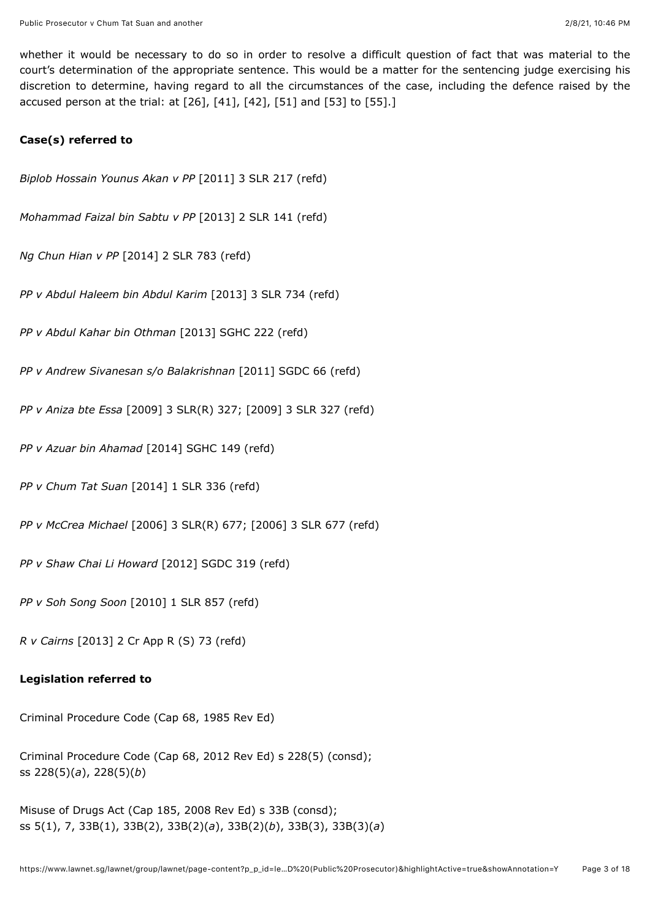whether it would be necessary to do so in order to resolve a difficult question of fact that was material to the court's determination of the appropriate sentence. This would be a matter for the sentencing judge exercising his discretion to determine, having regard to all the circumstances of the case, including the defence raised by the accused person at the trial: at [26], [41], [42], [51] and [53] to [55].]

**Case(s) referred to**

*Biplob Hossain Younus Akan v PP* [2011] 3 SLR 217 (refd)

*Mohammad Faizal bin Sabtu v PP* [2013] 2 SLR 141 (refd)

*Ng Chun Hian v PP* [2014] 2 SLR 783 (refd)

*PP v Abdul Haleem bin Abdul Karim* [2013] 3 SLR 734 (refd)

*PP v Abdul Kahar bin Othman* [2013] SGHC 222 (refd)

*PP v Andrew Sivanesan s/o Balakrishnan* [2011] SGDC 66 (refd)

*PP v Aniza bte Essa* [2009] 3 SLR(R) 327; [2009] 3 SLR 327 (refd)

*PP v Azuar bin Ahamad* [2014] SGHC 149 (refd)

*PP v Chum Tat Suan* [2014] 1 SLR 336 (refd)

*PP v McCrea Michael* [2006] 3 SLR(R) 677; [2006] 3 SLR 677 (refd)

*PP v Shaw Chai Li Howard* [2012] SGDC 319 (refd)

*PP v Soh Song Soon* [2010] 1 SLR 857 (refd)

*R v Cairns* [2013] 2 Cr App R (S) 73 (refd)

**Legislation referred to**

Criminal Procedure Code (Cap 68, 1985 Rev Ed)

Criminal Procedure Code (Cap 68, 2012 Rev Ed) s 228(5) (consd);
ss 228(5)(*a*), 228(5)(*b*)

Misuse of Drugs Act (Cap 185, 2008 Rev Ed) s 33B (consd);
ss 5(1), 7, 33B(1), 33B(2), 33B(2)(*a*), 33B(2)(*b*), 33B(3), 33B(3)(*a*)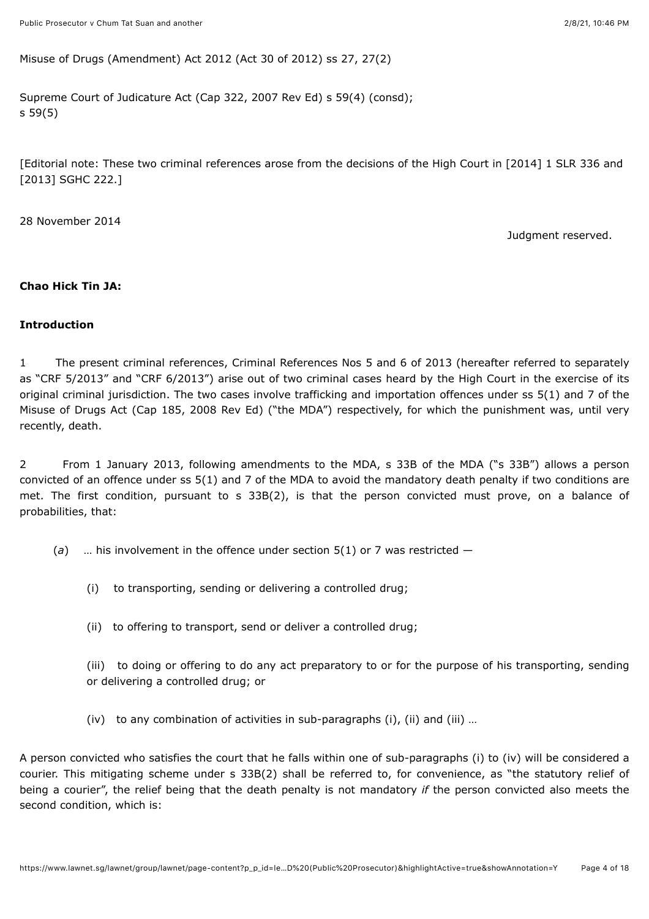Misuse of Drugs (Amendment) Act 2012 (Act 30 of 2012) ss 27, 27(2)

Supreme Court of Judicature Act (Cap 322, 2007 Rev Ed) s 59(4) (consd);
s 59(5)

[Editorial note: These two criminal references arose from the decisions of the High Court in [2014] 1 SLR 336 and [2013] SGHC 222.]

28 November 2014

Judgment reserved.

**Chao Hick Tin JA:**

**Introduction**

1 The present criminal references, Criminal References Nos 5 and 6 of 2013 (hereafter referred to separately as "CRF 5/2013" and "CRF 6/2013") arise out of two criminal cases heard by the High Court in the exercise of its original criminal jurisdiction. The two cases involve trafficking and importation offences under ss 5(1) and 7 of the Misuse of Drugs Act (Cap 185, 2008 Rev Ed) ("the MDA") respectively, for which the punishment was, until very recently, death.

2 From 1 January 2013, following amendments to the MDA, s 33B of the MDA ("s 33B") allows a person convicted of an offence under ss 5(1) and 7 of the MDA to avoid the mandatory death penalty if two conditions are met. The first condition, pursuant to s 33B(2), is that the person convicted must prove, on a balance of probabilities, that:

> (*a*) … his involvement in the offence under section 5(1) or 7 was restricted —
>
> (i) to transporting, sending or delivering a controlled drug;
>
> (ii) to offering to transport, send or deliver a controlled drug;
>
> (iii) to doing or offering to do any act preparatory to or for the purpose of his transporting, sending or delivering a controlled drug; or
>
> (iv) to any combination of activities in sub-paragraphs (i), (ii) and (iii) …

A person convicted who satisfies the court that he falls within one of sub-paragraphs (i) to (iv) will be considered a courier. This mitigating scheme under s 33B(2) shall be referred to, for convenience, as "the statutory relief of being a courier", the relief being that the death penalty is not mandatory *if* the person convicted also meets the second condition, which is: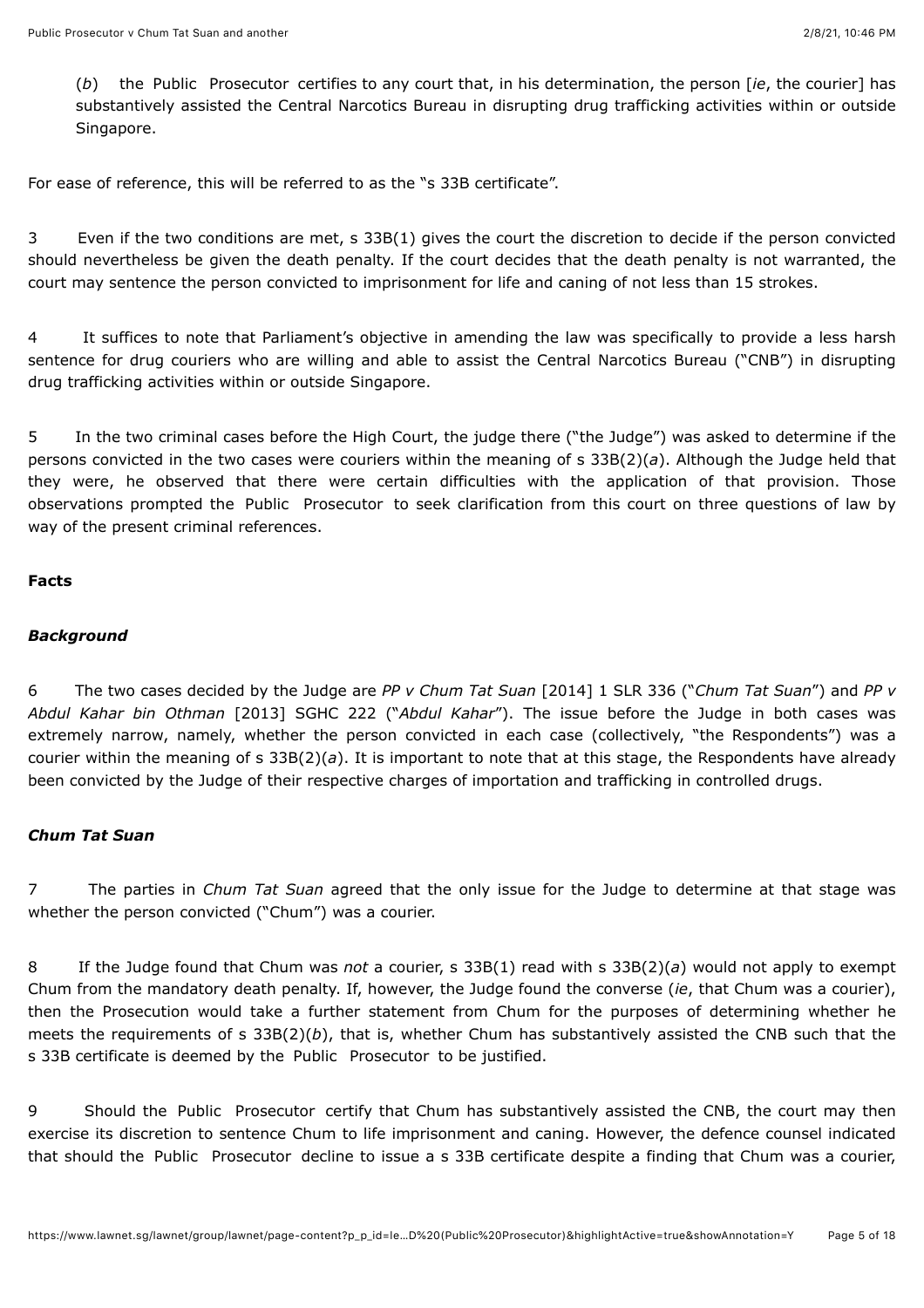(*b*) the Public Prosecutor certifies to any court that, in his determination, the person [*ie*, the courier] has substantively assisted the Central Narcotics Bureau in disrupting drug trafficking activities within or outside Singapore.

For ease of reference, this will be referred to as the "s 33B certificate".

3 Even if the two conditions are met, s 33B(1) gives the court the discretion to decide if the person convicted should nevertheless be given the death penalty. If the court decides that the death penalty is not warranted, the court may sentence the person convicted to imprisonment for life and caning of not less than 15 strokes.

4 It suffices to note that Parliament's objective in amending the law was specifically to provide a less harsh sentence for drug couriers who are willing and able to assist the Central Narcotics Bureau ("CNB") in disrupting drug trafficking activities within or outside Singapore.

5 In the two criminal cases before the High Court, the judge there ("the Judge") was asked to determine if the persons convicted in the two cases were couriers within the meaning of s 33B(2)(*a*). Although the Judge held that they were, he observed that there were certain difficulties with the application of that provision. Those observations prompted the Public Prosecutor to seek clarification from this court on three questions of law by way of the present criminal references.

**Facts**

***Background***

6 The two cases decided by the Judge are *PP v Chum Tat Suan* [2014] 1 SLR 336 ("*Chum Tat Suan*") and *PP v Abdul Kahar bin Othman* [2013] SGHC 222 ("*Abdul Kahar*"). The issue before the Judge in both cases was extremely narrow, namely, whether the person convicted in each case (collectively, "the Respondents") was a courier within the meaning of s 33B(2)(*a*). It is important to note that at this stage, the Respondents have already been convicted by the Judge of their respective charges of importation and trafficking in controlled drugs.

***Chum Tat Suan***

7 The parties in *Chum Tat Suan* agreed that the only issue for the Judge to determine at that stage was whether the person convicted ("Chum") was a courier.

8 If the Judge found that Chum was *not* a courier, s 33B(1) read with s 33B(2)(*a*) would not apply to exempt Chum from the mandatory death penalty. If, however, the Judge found the converse (*ie*, that Chum was a courier), then the Prosecution would take a further statement from Chum for the purposes of determining whether he meets the requirements of s 33B(2)(*b*), that is, whether Chum has substantively assisted the CNB such that the s 33B certificate is deemed by the Public Prosecutor to be justified.

9 Should the Public Prosecutor certify that Chum has substantively assisted the CNB, the court may then exercise its discretion to sentence Chum to life imprisonment and caning. However, the defence counsel indicated that should the Public Prosecutor decline to issue a s 33B certificate despite a finding that Chum was a courier,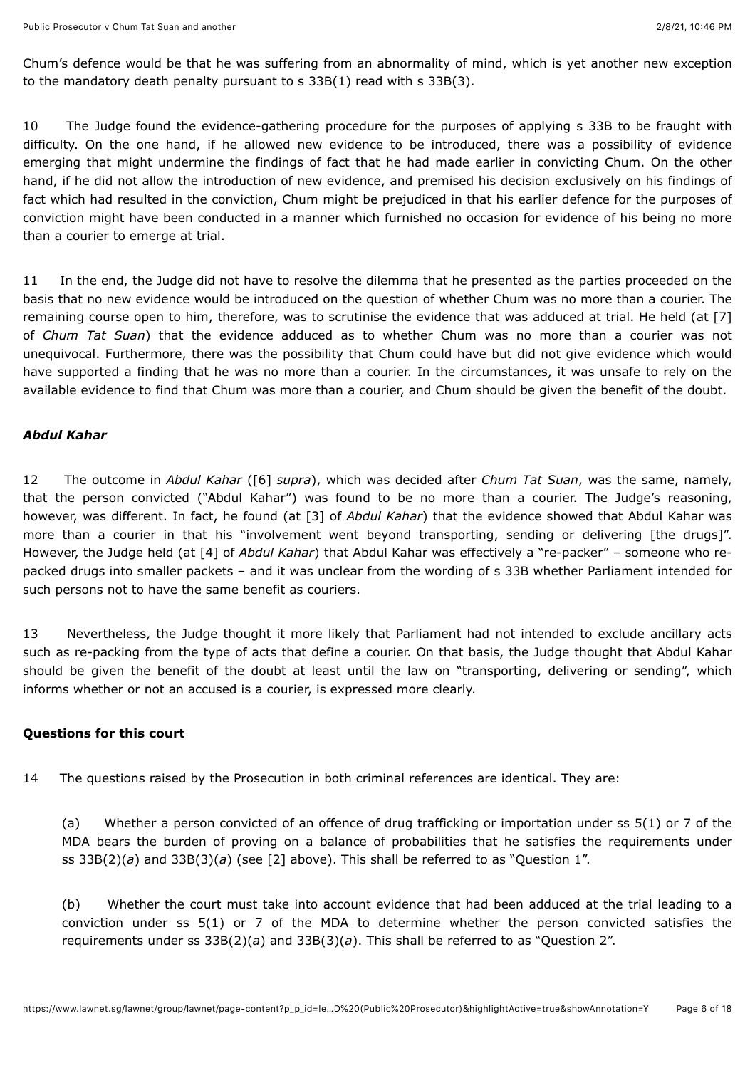Chum's defence would be that he was suffering from an abnormality of mind, which is yet another new exception to the mandatory death penalty pursuant to s 33B(1) read with s 33B(3).

10 The Judge found the evidence-gathering procedure for the purposes of applying s 33B to be fraught with difficulty. On the one hand, if he allowed new evidence to be introduced, there was a possibility of evidence emerging that might undermine the findings of fact that he had made earlier in convicting Chum. On the other hand, if he did not allow the introduction of new evidence, and premised his decision exclusively on his findings of fact which had resulted in the conviction, Chum might be prejudiced in that his earlier defence for the purposes of conviction might have been conducted in a manner which furnished no occasion for evidence of his being no more than a courier to emerge at trial.

11 In the end, the Judge did not have to resolve the dilemma that he presented as the parties proceeded on the basis that no new evidence would be introduced on the question of whether Chum was no more than a courier. The remaining course open to him, therefore, was to scrutinise the evidence that was adduced at trial. He held (at [7] of *Chum Tat Suan*) that the evidence adduced as to whether Chum was no more than a courier was not unequivocal. Furthermore, there was the possibility that Chum could have but did not give evidence which would have supported a finding that he was no more than a courier. In the circumstances, it was unsafe to rely on the available evidence to find that Chum was more than a courier, and Chum should be given the benefit of the doubt.

### *Abdul Kahar*

12 The outcome in *Abdul Kahar* ([6] *supra*), which was decided after *Chum Tat Suan*, was the same, namely, that the person convicted ("Abdul Kahar") was found to be no more than a courier. The Judge's reasoning, however, was different. In fact, he found (at [3] of *Abdul Kahar*) that the evidence showed that Abdul Kahar was more than a courier in that his "involvement went beyond transporting, sending or delivering [the drugs]". However, the Judge held (at [4] of *Abdul Kahar*) that Abdul Kahar was effectively a "re-packer" – someone who re-packed drugs into smaller packets – and it was unclear from the wording of s 33B whether Parliament intended for such persons not to have the same benefit as couriers.

13 Nevertheless, the Judge thought it more likely that Parliament had not intended to exclude ancillary acts such as re-packing from the type of acts that define a courier. On that basis, the Judge thought that Abdul Kahar should be given the benefit of the doubt at least until the law on "transporting, delivering or sending", which informs whether or not an accused is a courier, is expressed more clearly.

### Questions for this court

14 The questions raised by the Prosecution in both criminal references are identical. They are:

(a) Whether a person convicted of an offence of drug trafficking or importation under ss 5(1) or 7 of the MDA bears the burden of proving on a balance of probabilities that he satisfies the requirements under ss 33B(2)(*a*) and 33B(3)(*a*) (see [2] above). This shall be referred to as "Question 1".

(b) Whether the court must take into account evidence that had been adduced at the trial leading to a conviction under ss 5(1) or 7 of the MDA to determine whether the person convicted satisfies the requirements under ss 33B(2)(*a*) and 33B(3)(*a*). This shall be referred to as "Question 2".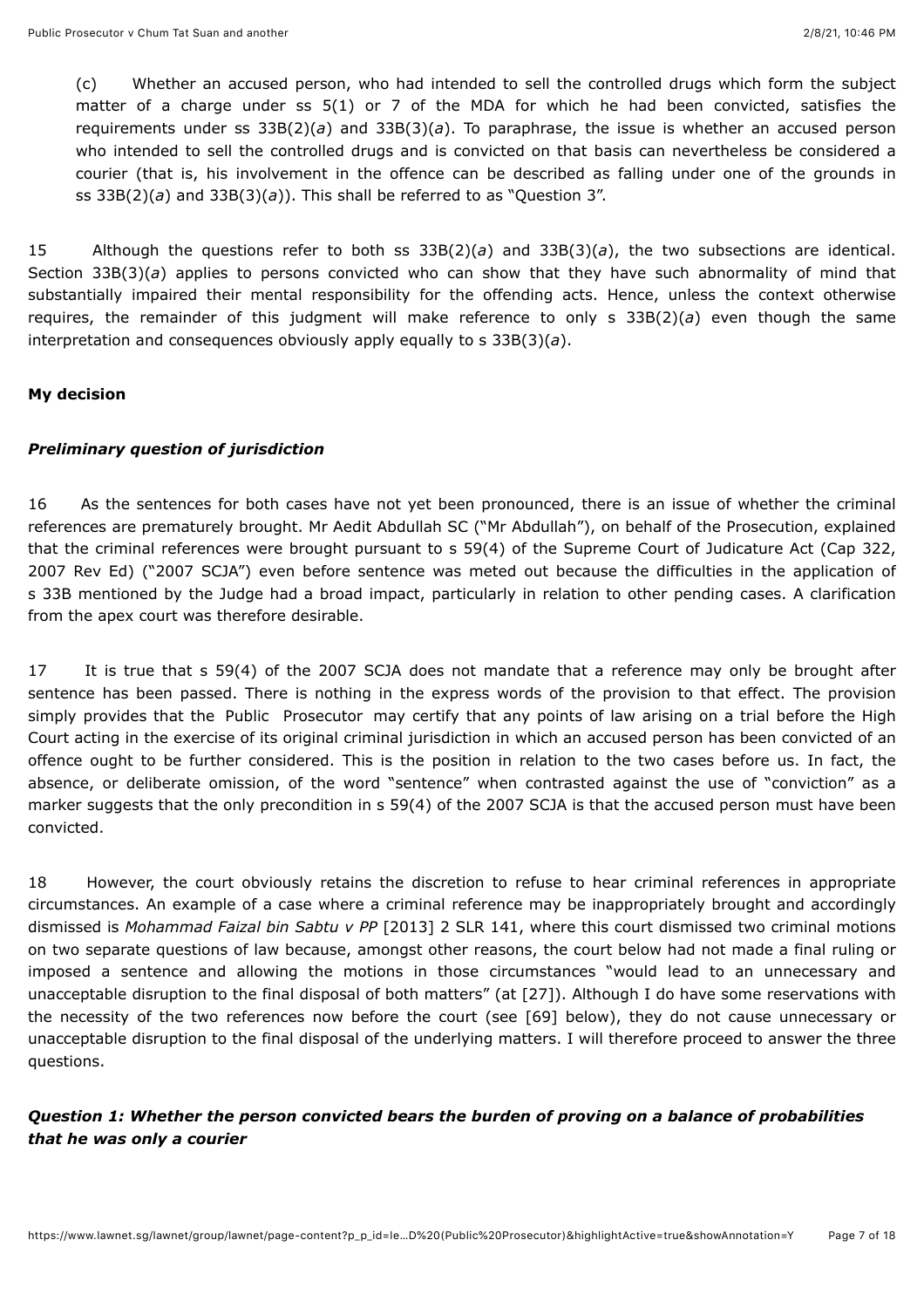(c) Whether an accused person, who had intended to sell the controlled drugs which form the subject matter of a charge under ss 5(1) or 7 of the MDA for which he had been convicted, satisfies the requirements under ss 33B(2)(*a*) and 33B(3)(*a*). To paraphrase, the issue is whether an accused person who intended to sell the controlled drugs and is convicted on that basis can nevertheless be considered a courier (that is, his involvement in the offence can be described as falling under one of the grounds in ss 33B(2)(*a*) and 33B(3)(*a*)). This shall be referred to as "Question 3".

15 Although the questions refer to both ss 33B(2)(*a*) and 33B(3)(*a*), the two subsections are identical. Section 33B(3)(*a*) applies to persons convicted who can show that they have such abnormality of mind that substantially impaired their mental responsibility for the offending acts. Hence, unless the context otherwise requires, the remainder of this judgment will make reference to only s 33B(2)(*a*) even though the same interpretation and consequences obviously apply equally to s 33B(3)(*a*).

**My decision**

***Preliminary question of jurisdiction***

16 As the sentences for both cases have not yet been pronounced, there is an issue of whether the criminal references are prematurely brought. Mr Aedit Abdullah SC ("Mr Abdullah"), on behalf of the Prosecution, explained that the criminal references were brought pursuant to s 59(4) of the Supreme Court of Judicature Act (Cap 322, 2007 Rev Ed) ("2007 SCJA") even before sentence was meted out because the difficulties in the application of s 33B mentioned by the Judge had a broad impact, particularly in relation to other pending cases. A clarification from the apex court was therefore desirable.

17 It is true that s 59(4) of the 2007 SCJA does not mandate that a reference may only be brought after sentence has been passed. There is nothing in the express words of the provision to that effect. The provision simply provides that the Public Prosecutor may certify that any points of law arising on a trial before the High Court acting in the exercise of its original criminal jurisdiction in which an accused person has been convicted of an offence ought to be further considered. This is the position in relation to the two cases before us. In fact, the absence, or deliberate omission, of the word "sentence" when contrasted against the use of "conviction" as a marker suggests that the only precondition in s 59(4) of the 2007 SCJA is that the accused person must have been convicted.

18 However, the court obviously retains the discretion to refuse to hear criminal references in appropriate circumstances. An example of a case where a criminal reference may be inappropriately brought and accordingly dismissed is *Mohammad Faizal bin Sabtu v PP* [2013] 2 SLR 141, where this court dismissed two criminal motions on two separate questions of law because, amongst other reasons, the court below had not made a final ruling or imposed a sentence and allowing the motions in those circumstances "would lead to an unnecessary and unacceptable disruption to the final disposal of both matters" (at [27]). Although I do have some reservations with the necessity of the two references now before the court (see [69] below), they do not cause unnecessary or unacceptable disruption to the final disposal of the underlying matters. I will therefore proceed to answer the three questions.

***Question 1: Whether the person convicted bears the burden of proving on a balance of probabilities that he was only a courier***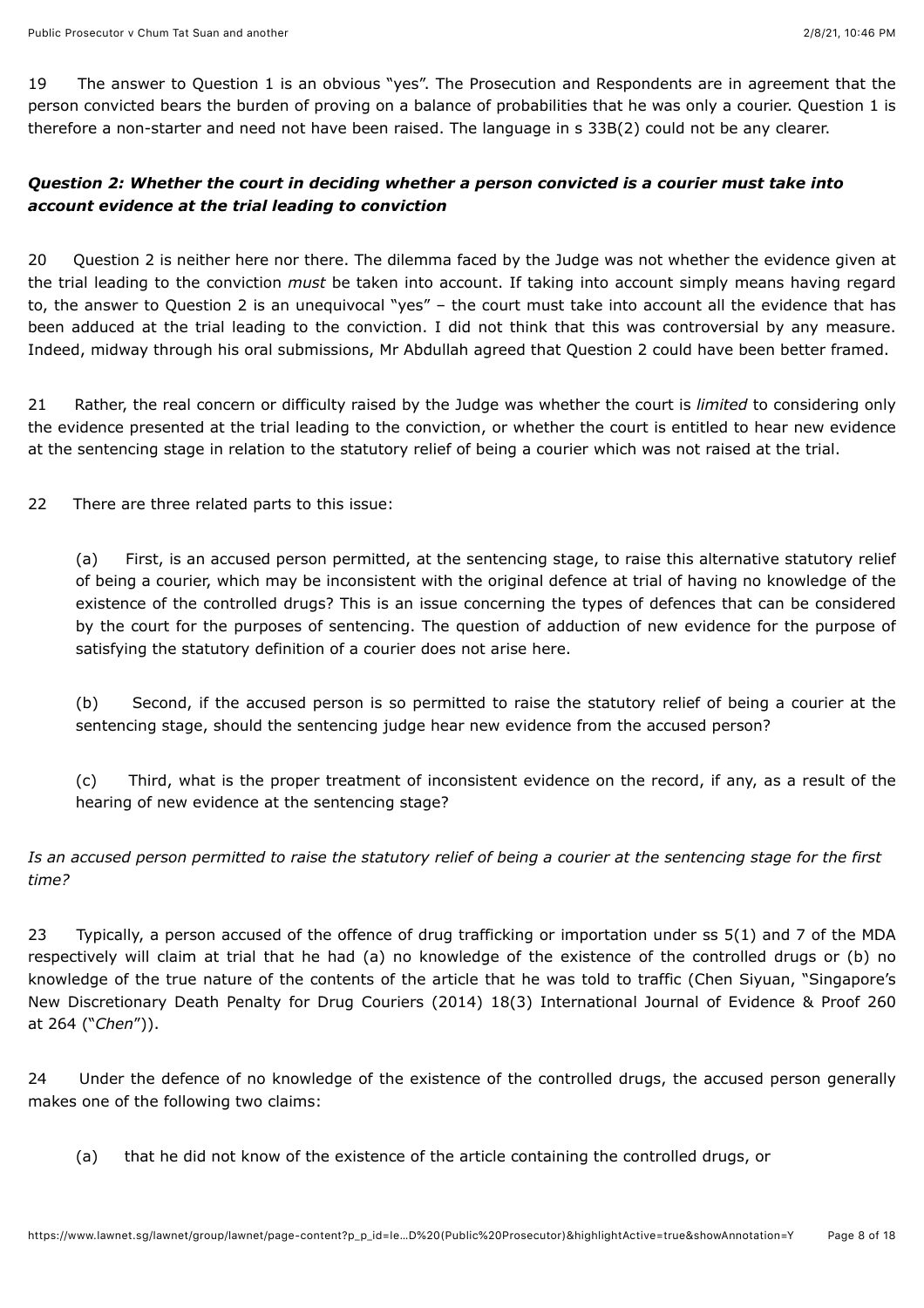19 The answer to Question 1 is an obvious "yes". The Prosecution and Respondents are in agreement that the person convicted bears the burden of proving on a balance of probabilities that he was only a courier. Question 1 is therefore a non-starter and need not have been raised. The language in s 33B(2) could not be any clearer.

### *Question 2: Whether the court in deciding whether a person convicted is a courier must take into account evidence at the trial leading to conviction*

20 Question 2 is neither here nor there. The dilemma faced by the Judge was not whether the evidence given at the trial leading to the conviction *must* be taken into account. If taking into account simply means having regard to, the answer to Question 2 is an unequivocal "yes" – the court must take into account all the evidence that has been adduced at the trial leading to the conviction. I did not think that this was controversial by any measure. Indeed, midway through his oral submissions, Mr Abdullah agreed that Question 2 could have been better framed.

21 Rather, the real concern or difficulty raised by the Judge was whether the court is *limited* to considering only the evidence presented at the trial leading to the conviction, or whether the court is entitled to hear new evidence at the sentencing stage in relation to the statutory relief of being a courier which was not raised at the trial.

22 There are three related parts to this issue:

(a) First, is an accused person permitted, at the sentencing stage, to raise this alternative statutory relief of being a courier, which may be inconsistent with the original defence at trial of having no knowledge of the existence of the controlled drugs? This is an issue concerning the types of defences that can be considered by the court for the purposes of sentencing. The question of adduction of new evidence for the purpose of satisfying the statutory definition of a courier does not arise here.

(b) Second, if the accused person is so permitted to raise the statutory relief of being a courier at the sentencing stage, should the sentencing judge hear new evidence from the accused person?

(c) Third, what is the proper treatment of inconsistent evidence on the record, if any, as a result of the hearing of new evidence at the sentencing stage?

*Is an accused person permitted to raise the statutory relief of being a courier at the sentencing stage for the first time?*

23 Typically, a person accused of the offence of drug trafficking or importation under ss 5(1) and 7 of the MDA respectively will claim at trial that he had (a) no knowledge of the existence of the controlled drugs or (b) no knowledge of the true nature of the contents of the article that he was told to traffic (Chen Siyuan, "Singapore's New Discretionary Death Penalty for Drug Couriers (2014) 18(3) International Journal of Evidence & Proof 260 at 264 ("*Chen*")).

24 Under the defence of no knowledge of the existence of the controlled drugs, the accused person generally makes one of the following two claims:

(a) that he did not know of the existence of the article containing the controlled drugs, or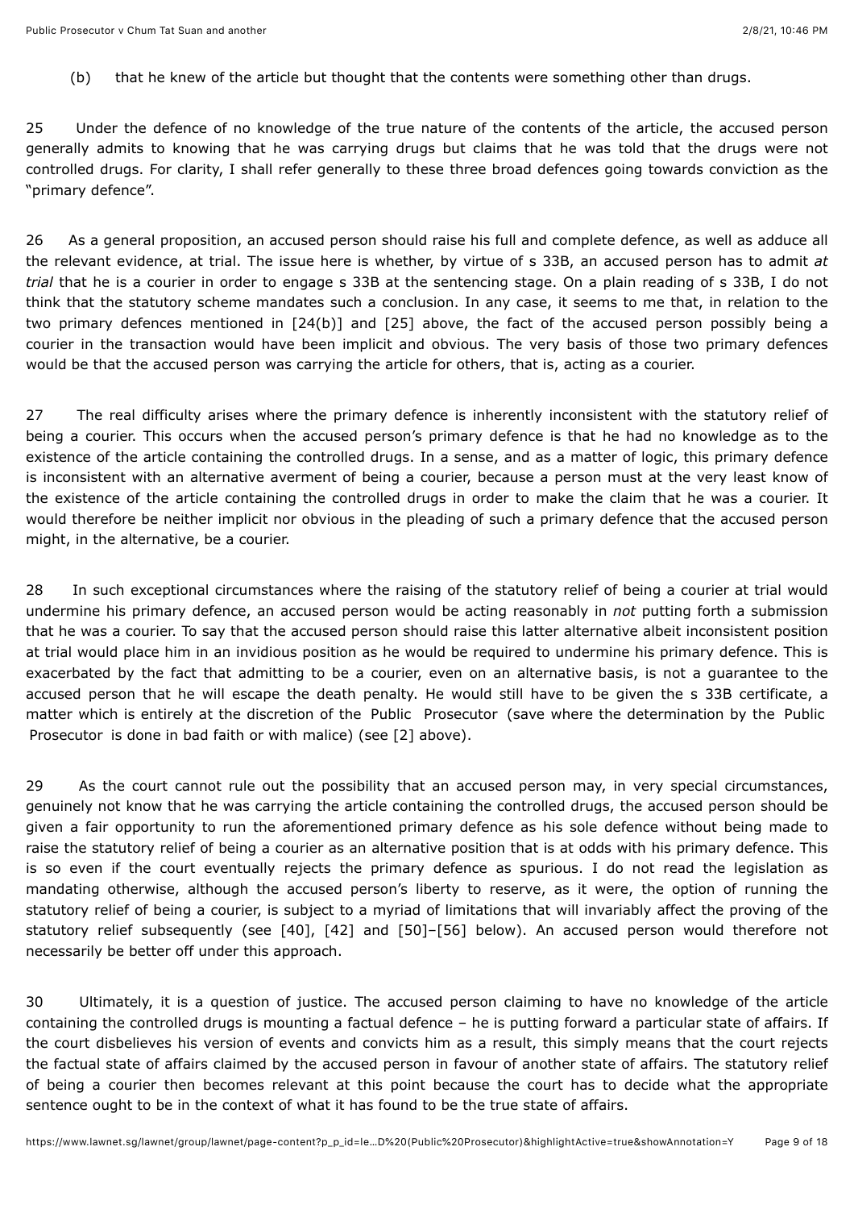(b) that he knew of the article but thought that the contents were something other than drugs.

25 Under the defence of no knowledge of the true nature of the contents of the article, the accused person generally admits to knowing that he was carrying drugs but claims that he was told that the drugs were not controlled drugs. For clarity, I shall refer generally to these three broad defences going towards conviction as the "primary defence".

26 As a general proposition, an accused person should raise his full and complete defence, as well as adduce all the relevant evidence, at trial. The issue here is whether, by virtue of s 33B, an accused person has to admit *at trial* that he is a courier in order to engage s 33B at the sentencing stage. On a plain reading of s 33B, I do not think that the statutory scheme mandates such a conclusion. In any case, it seems to me that, in relation to the two primary defences mentioned in [24(b)] and [25] above, the fact of the accused person possibly being a courier in the transaction would have been implicit and obvious. The very basis of those two primary defences would be that the accused person was carrying the article for others, that is, acting as a courier.

27 The real difficulty arises where the primary defence is inherently inconsistent with the statutory relief of being a courier. This occurs when the accused person's primary defence is that he had no knowledge as to the existence of the article containing the controlled drugs. In a sense, and as a matter of logic, this primary defence is inconsistent with an alternative averment of being a courier, because a person must at the very least know of the existence of the article containing the controlled drugs in order to make the claim that he was a courier. It would therefore be neither implicit nor obvious in the pleading of such a primary defence that the accused person might, in the alternative, be a courier.

28 In such exceptional circumstances where the raising of the statutory relief of being a courier at trial would undermine his primary defence, an accused person would be acting reasonably in *not* putting forth a submission that he was a courier. To say that the accused person should raise this latter alternative albeit inconsistent position at trial would place him in an invidious position as he would be required to undermine his primary defence. This is exacerbated by the fact that admitting to be a courier, even on an alternative basis, is not a guarantee to the accused person that he will escape the death penalty. He would still have to be given the s 33B certificate, a matter which is entirely at the discretion of the Public Prosecutor (save where the determination by the Public Prosecutor is done in bad faith or with malice) (see [2] above).

29 As the court cannot rule out the possibility that an accused person may, in very special circumstances, genuinely not know that he was carrying the article containing the controlled drugs, the accused person should be given a fair opportunity to run the aforementioned primary defence as his sole defence without being made to raise the statutory relief of being a courier as an alternative position that is at odds with his primary defence. This is so even if the court eventually rejects the primary defence as spurious. I do not read the legislation as mandating otherwise, although the accused person's liberty to reserve, as it were, the option of running the statutory relief of being a courier, is subject to a myriad of limitations that will invariably affect the proving of the statutory relief subsequently (see [40], [42] and [50]–[56] below). An accused person would therefore not necessarily be better off under this approach.

30 Ultimately, it is a question of justice. The accused person claiming to have no knowledge of the article containing the controlled drugs is mounting a factual defence – he is putting forward a particular state of affairs. If the court disbelieves his version of events and convicts him as a result, this simply means that the court rejects the factual state of affairs claimed by the accused person in favour of another state of affairs. The statutory relief of being a courier then becomes relevant at this point because the court has to decide what the appropriate sentence ought to be in the context of what it has found to be the true state of affairs.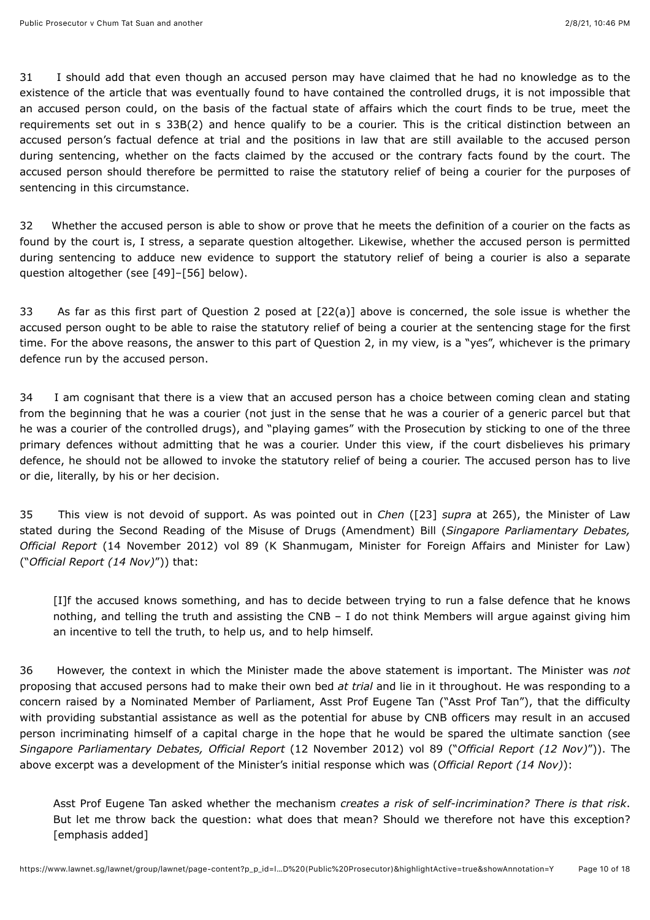31 I should add that even though an accused person may have claimed that he had no knowledge as to the existence of the article that was eventually found to have contained the controlled drugs, it is not impossible that an accused person could, on the basis of the factual state of affairs which the court finds to be true, meet the requirements set out in s 33B(2) and hence qualify to be a courier. This is the critical distinction between an accused person's factual defence at trial and the positions in law that are still available to the accused person during sentencing, whether on the facts claimed by the accused or the contrary facts found by the court. The accused person should therefore be permitted to raise the statutory relief of being a courier for the purposes of sentencing in this circumstance.

32 Whether the accused person is able to show or prove that he meets the definition of a courier on the facts as found by the court is, I stress, a separate question altogether. Likewise, whether the accused person is permitted during sentencing to adduce new evidence to support the statutory relief of being a courier is also a separate question altogether (see [49]–[56] below).

33 As far as this first part of Question 2 posed at [22(a)] above is concerned, the sole issue is whether the accused person ought to be able to raise the statutory relief of being a courier at the sentencing stage for the first time. For the above reasons, the answer to this part of Question 2, in my view, is a "yes", whichever is the primary defence run by the accused person.

34 I am cognisant that there is a view that an accused person has a choice between coming clean and stating from the beginning that he was a courier (not just in the sense that he was a courier of a generic parcel but that he was a courier of the controlled drugs), and "playing games" with the Prosecution by sticking to one of the three primary defences without admitting that he was a courier. Under this view, if the court disbelieves his primary defence, he should not be allowed to invoke the statutory relief of being a courier. The accused person has to live or die, literally, by his or her decision.

35 This view is not devoid of support. As was pointed out in *Chen* ([23] *supra* at 265), the Minister of Law stated during the Second Reading of the Misuse of Drugs (Amendment) Bill (*Singapore Parliamentary Debates, Official Report* (14 November 2012) vol 89 (K Shanmugam, Minister for Foreign Affairs and Minister for Law) ("*Official Report (14 Nov)*")) that:

> [I]f the accused knows something, and has to decide between trying to run a false defence that he knows nothing, and telling the truth and assisting the CNB – I do not think Members will argue against giving him an incentive to tell the truth, to help us, and to help himself.

36 However, the context in which the Minister made the above statement is important. The Minister was *not* proposing that accused persons had to make their own bed *at trial* and lie in it throughout. He was responding to a concern raised by a Nominated Member of Parliament, Asst Prof Eugene Tan ("Asst Prof Tan"), that the difficulty with providing substantial assistance as well as the potential for abuse by CNB officers may result in an accused person incriminating himself of a capital charge in the hope that he would be spared the ultimate sanction (see *Singapore Parliamentary Debates, Official Report* (12 November 2012) vol 89 ("*Official Report (12 Nov)*")). The above excerpt was a development of the Minister's initial response which was (*Official Report (14 Nov)*):

> Asst Prof Eugene Tan asked whether the mechanism *creates a risk of self-incrimination? There is that risk*. But let me throw back the question: what does that mean? Should we therefore not have this exception? [emphasis added]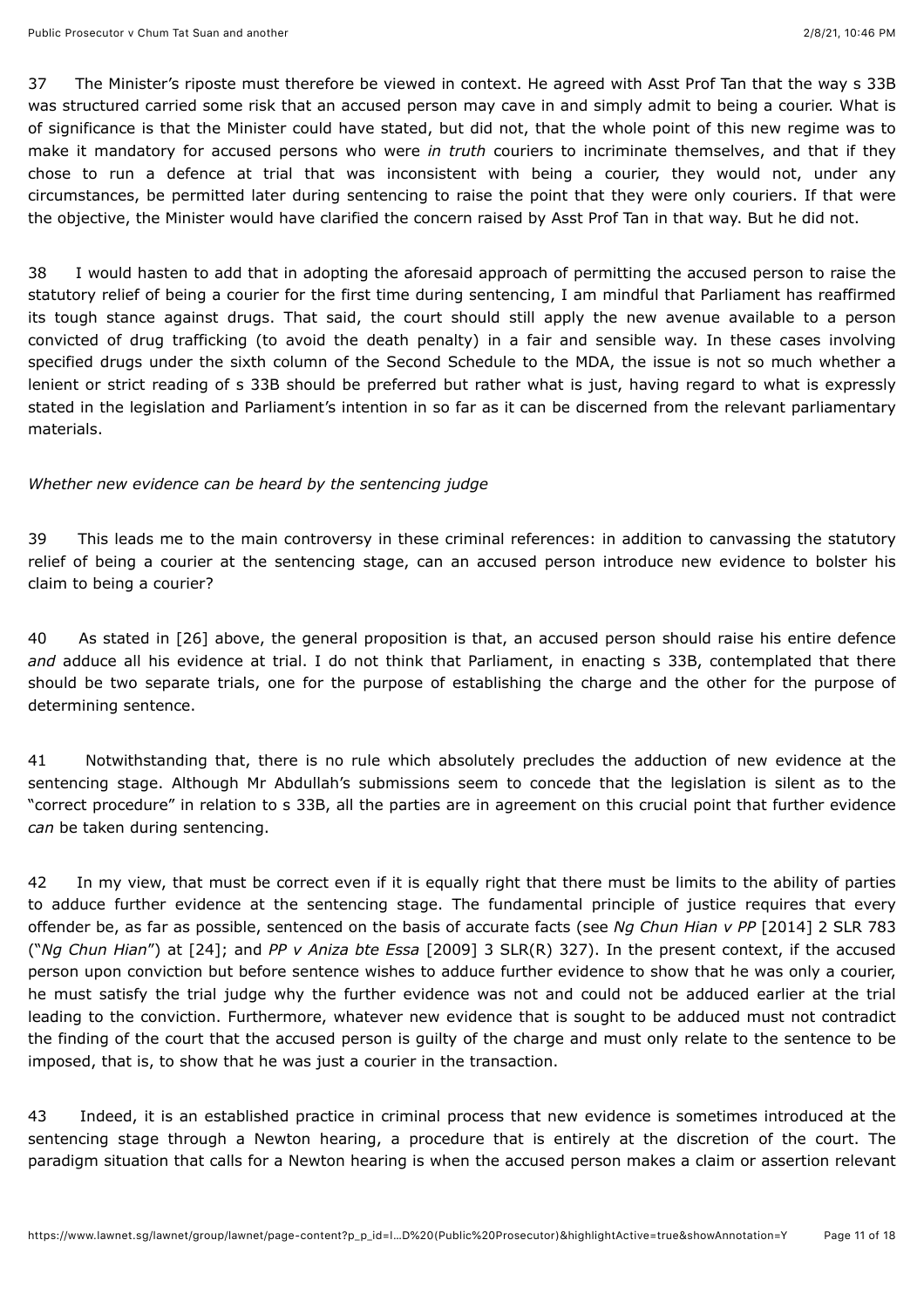37 The Minister's riposte must therefore be viewed in context. He agreed with Asst Prof Tan that the way s 33B was structured carried some risk that an accused person may cave in and simply admit to being a courier. What is of significance is that the Minister could have stated, but did not, that the whole point of this new regime was to make it mandatory for accused persons who were *in truth* couriers to incriminate themselves, and that if they chose to run a defence at trial that was inconsistent with being a courier, they would not, under any circumstances, be permitted later during sentencing to raise the point that they were only couriers. If that were the objective, the Minister would have clarified the concern raised by Asst Prof Tan in that way. But he did not.

38 I would hasten to add that in adopting the aforesaid approach of permitting the accused person to raise the statutory relief of being a courier for the first time during sentencing, I am mindful that Parliament has reaffirmed its tough stance against drugs. That said, the court should still apply the new avenue available to a person convicted of drug trafficking (to avoid the death penalty) in a fair and sensible way. In these cases involving specified drugs under the sixth column of the Second Schedule to the MDA, the issue is not so much whether a lenient or strict reading of s 33B should be preferred but rather what is just, having regard to what is expressly stated in the legislation and Parliament's intention in so far as it can be discerned from the relevant parliamentary materials.

*Whether new evidence can be heard by the sentencing judge*

39 This leads me to the main controversy in these criminal references: in addition to canvassing the statutory relief of being a courier at the sentencing stage, can an accused person introduce new evidence to bolster his claim to being a courier?

40 As stated in [26] above, the general proposition is that, an accused person should raise his entire defence *and* adduce all his evidence at trial. I do not think that Parliament, in enacting s 33B, contemplated that there should be two separate trials, one for the purpose of establishing the charge and the other for the purpose of determining sentence.

41 Notwithstanding that, there is no rule which absolutely precludes the adduction of new evidence at the sentencing stage. Although Mr Abdullah's submissions seem to concede that the legislation is silent as to the "correct procedure" in relation to s 33B, all the parties are in agreement on this crucial point that further evidence *can* be taken during sentencing.

42 In my view, that must be correct even if it is equally right that there must be limits to the ability of parties to adduce further evidence at the sentencing stage. The fundamental principle of justice requires that every offender be, as far as possible, sentenced on the basis of accurate facts (see *Ng Chun Hian v PP* [2014] 2 SLR 783 ("*Ng Chun Hian*") at [24]; and *PP v Aniza bte Essa* [2009] 3 SLR(R) 327). In the present context, if the accused person upon conviction but before sentence wishes to adduce further evidence to show that he was only a courier, he must satisfy the trial judge why the further evidence was not and could not be adduced earlier at the trial leading to the conviction. Furthermore, whatever new evidence that is sought to be adduced must not contradict the finding of the court that the accused person is guilty of the charge and must only relate to the sentence to be imposed, that is, to show that he was just a courier in the transaction.

43 Indeed, it is an established practice in criminal process that new evidence is sometimes introduced at the sentencing stage through a Newton hearing, a procedure that is entirely at the discretion of the court. The paradigm situation that calls for a Newton hearing is when the accused person makes a claim or assertion relevant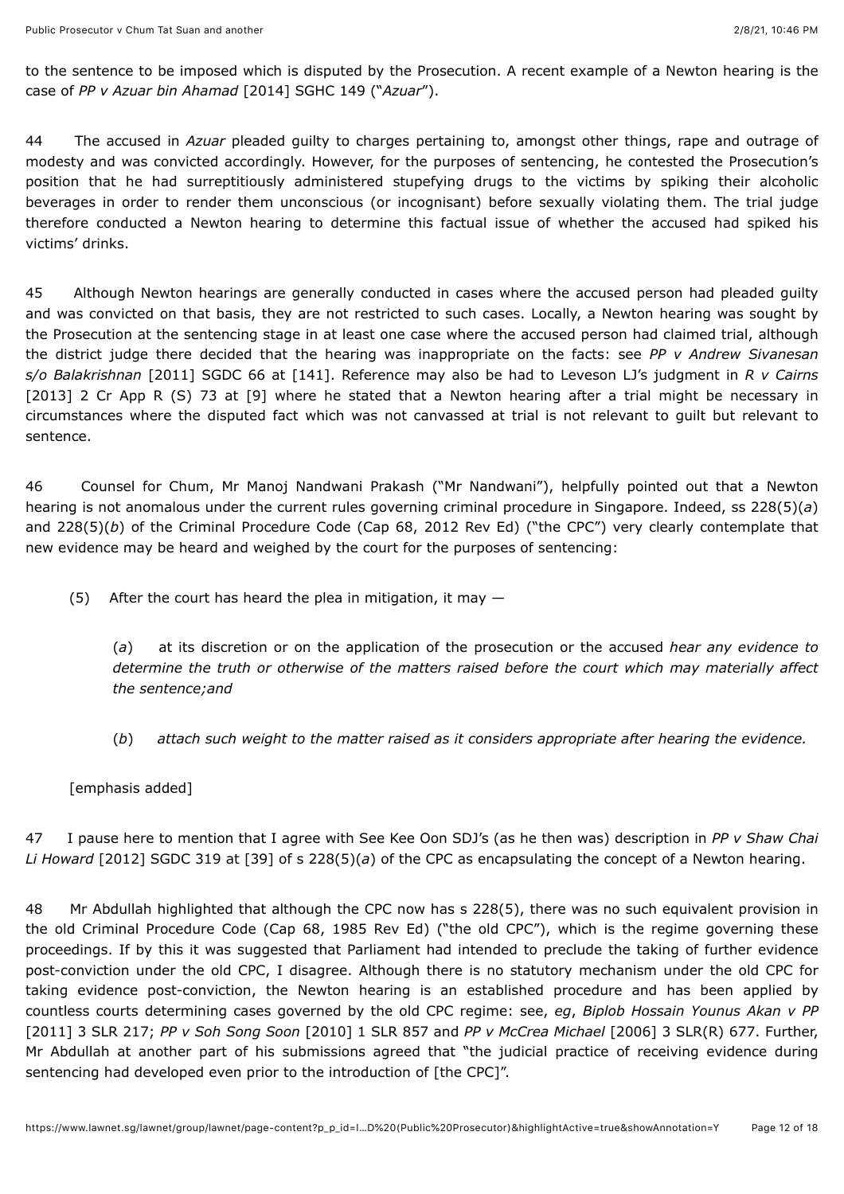to the sentence to be imposed which is disputed by the Prosecution. A recent example of a Newton hearing is the case of *PP v Azuar bin Ahamad* [2014] SGHC 149 ("*Azuar*").

44 The accused in *Azuar* pleaded guilty to charges pertaining to, amongst other things, rape and outrage of modesty and was convicted accordingly. However, for the purposes of sentencing, he contested the Prosecution's position that he had surreptitiously administered stupefying drugs to the victims by spiking their alcoholic beverages in order to render them unconscious (or incognisant) before sexually violating them. The trial judge therefore conducted a Newton hearing to determine this factual issue of whether the accused had spiked his victims' drinks.

45 Although Newton hearings are generally conducted in cases where the accused person had pleaded guilty and was convicted on that basis, they are not restricted to such cases. Locally, a Newton hearing was sought by the Prosecution at the sentencing stage in at least one case where the accused person had claimed trial, although the district judge there decided that the hearing was inappropriate on the facts: see *PP v Andrew Sivanesan s/o Balakrishnan* [2011] SGDC 66 at [141]. Reference may also be had to Leveson LJ's judgment in *R v Cairns* [2013] 2 Cr App R (S) 73 at [9] where he stated that a Newton hearing after a trial might be necessary in circumstances where the disputed fact which was not canvassed at trial is not relevant to guilt but relevant to sentence.

46 Counsel for Chum, Mr Manoj Nandwani Prakash ("Mr Nandwani"), helpfully pointed out that a Newton hearing is not anomalous under the current rules governing criminal procedure in Singapore. Indeed, ss 228(5)(*a*) and 228(5)(*b*) of the Criminal Procedure Code (Cap 68, 2012 Rev Ed) ("the CPC") very clearly contemplate that new evidence may be heard and weighed by the court for the purposes of sentencing:

> (5) After the court has heard the plea in mitigation, it may —
>
> > (*a*) at its discretion or on the application of the prosecution or the accused *hear any evidence to determine the truth or otherwise of the matters raised before the court which may materially affect the sentence;and*
> >
> > (*b*) *attach such weight to the matter raised as it considers appropriate after hearing the evidence.*
>
> [emphasis added]

47 I pause here to mention that I agree with See Kee Oon SDJ's (as he then was) description in *PP v Shaw Chai Li Howard* [2012] SGDC 319 at [39] of s 228(5)(*a*) of the CPC as encapsulating the concept of a Newton hearing.

48 Mr Abdullah highlighted that although the CPC now has s 228(5), there was no such equivalent provision in the old Criminal Procedure Code (Cap 68, 1985 Rev Ed) ("the old CPC"), which is the regime governing these proceedings. If by this it was suggested that Parliament had intended to preclude the taking of further evidence post-conviction under the old CPC, I disagree. Although there is no statutory mechanism under the old CPC for taking evidence post-conviction, the Newton hearing is an established procedure and has been applied by countless courts determining cases governed by the old CPC regime: see, *eg*, *Biplob Hossain Younus Akan v PP* [2011] 3 SLR 217; *PP v Soh Song Soon* [2010] 1 SLR 857 and *PP v McCrea Michael* [2006] 3 SLR(R) 677. Further, Mr Abdullah at another part of his submissions agreed that "the judicial practice of receiving evidence during sentencing had developed even prior to the introduction of [the CPC]".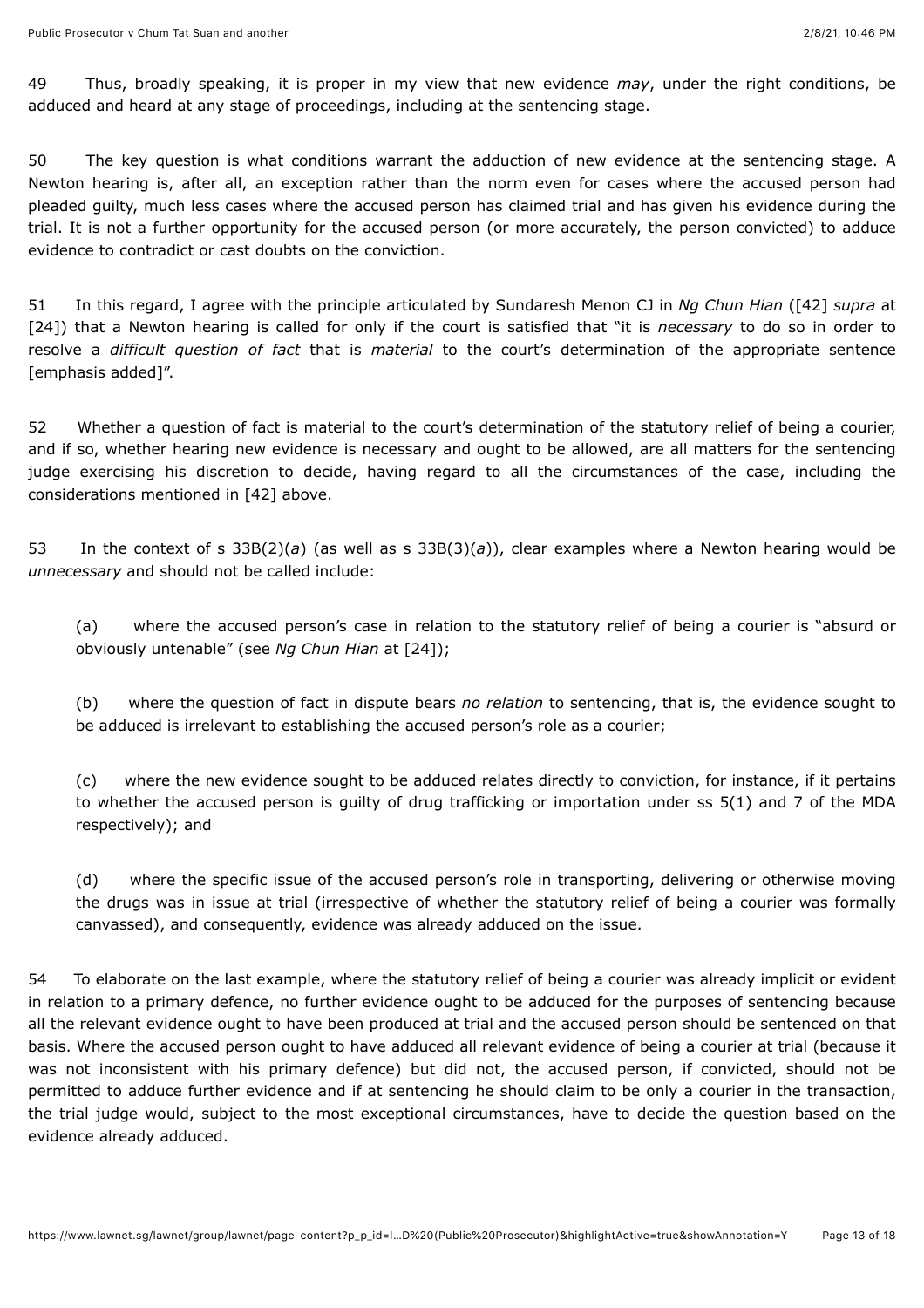49 Thus, broadly speaking, it is proper in my view that new evidence *may*, under the right conditions, be adduced and heard at any stage of proceedings, including at the sentencing stage.

50 The key question is what conditions warrant the adduction of new evidence at the sentencing stage. A Newton hearing is, after all, an exception rather than the norm even for cases where the accused person had pleaded guilty, much less cases where the accused person has claimed trial and has given his evidence during the trial. It is not a further opportunity for the accused person (or more accurately, the person convicted) to adduce evidence to contradict or cast doubts on the conviction.

51 In this regard, I agree with the principle articulated by Sundaresh Menon CJ in *Ng Chun Hian* ([42] *supra* at [24]) that a Newton hearing is called for only if the court is satisfied that "it is *necessary* to do so in order to resolve a *difficult question of fact* that is *material* to the court's determination of the appropriate sentence [emphasis added]".

52 Whether a question of fact is material to the court's determination of the statutory relief of being a courier, and if so, whether hearing new evidence is necessary and ought to be allowed, are all matters for the sentencing judge exercising his discretion to decide, having regard to all the circumstances of the case, including the considerations mentioned in [42] above.

53 In the context of s 33B(2)(*a*) (as well as s 33B(3)(*a*)), clear examples where a Newton hearing would be *unnecessary* and should not be called include:

(a) where the accused person's case in relation to the statutory relief of being a courier is "absurd or obviously untenable" (see *Ng Chun Hian* at [24]);

(b) where the question of fact in dispute bears *no relation* to sentencing, that is, the evidence sought to be adduced is irrelevant to establishing the accused person's role as a courier;

(c) where the new evidence sought to be adduced relates directly to conviction, for instance, if it pertains to whether the accused person is guilty of drug trafficking or importation under ss 5(1) and 7 of the MDA respectively); and

(d) where the specific issue of the accused person's role in transporting, delivering or otherwise moving the drugs was in issue at trial (irrespective of whether the statutory relief of being a courier was formally canvassed), and consequently, evidence was already adduced on the issue.

54 To elaborate on the last example, where the statutory relief of being a courier was already implicit or evident in relation to a primary defence, no further evidence ought to be adduced for the purposes of sentencing because all the relevant evidence ought to have been produced at trial and the accused person should be sentenced on that basis. Where the accused person ought to have adduced all relevant evidence of being a courier at trial (because it was not inconsistent with his primary defence) but did not, the accused person, if convicted, should not be permitted to adduce further evidence and if at sentencing he should claim to be only a courier in the transaction, the trial judge would, subject to the most exceptional circumstances, have to decide the question based on the evidence already adduced.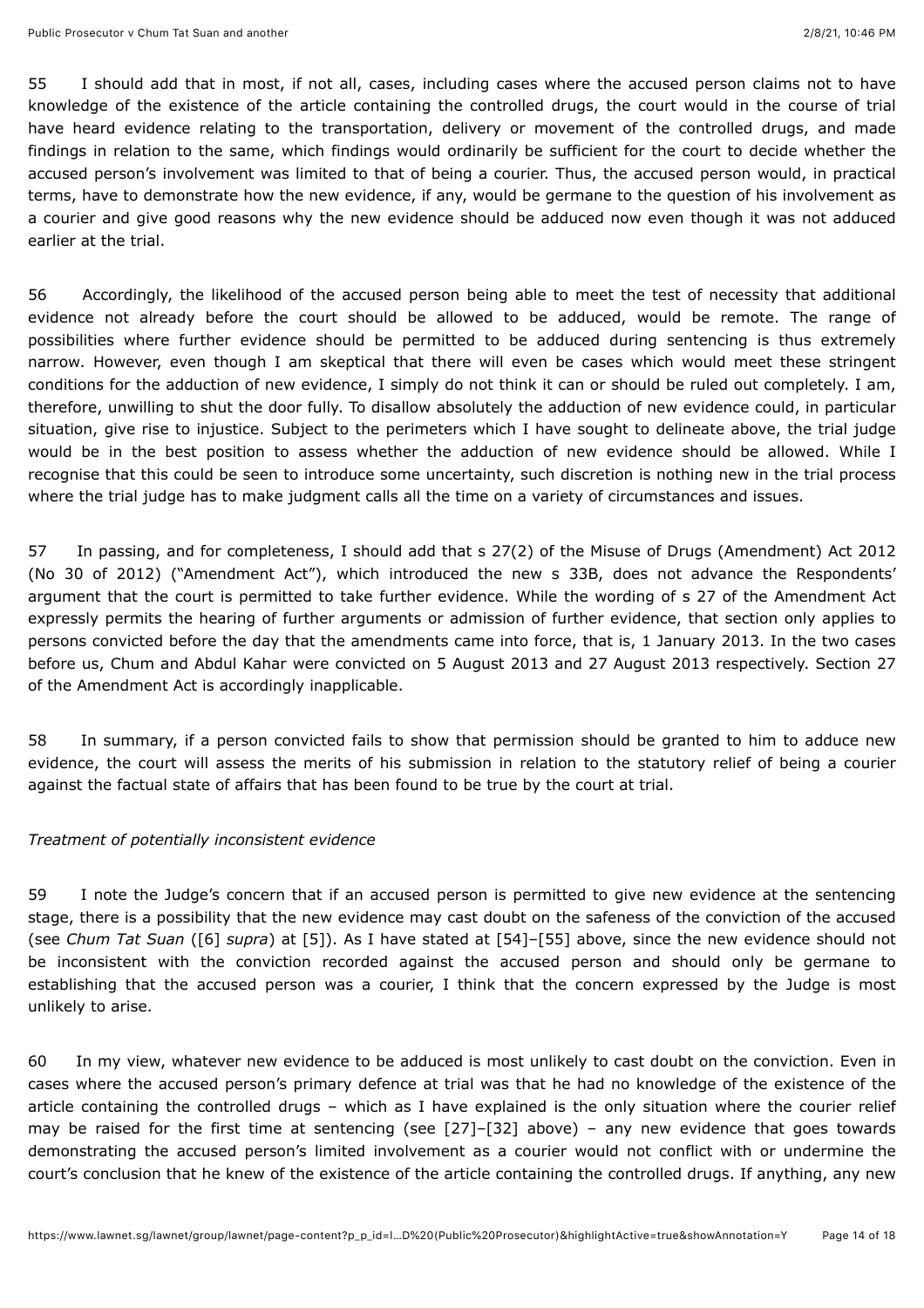55 I should add that in most, if not all, cases, including cases where the accused person claims not to have knowledge of the existence of the article containing the controlled drugs, the court would in the course of trial have heard evidence relating to the transportation, delivery or movement of the controlled drugs, and made findings in relation to the same, which findings would ordinarily be sufficient for the court to decide whether the accused person's involvement was limited to that of being a courier. Thus, the accused person would, in practical terms, have to demonstrate how the new evidence, if any, would be germane to the question of his involvement as a courier and give good reasons why the new evidence should be adduced now even though it was not adduced earlier at the trial.

56 Accordingly, the likelihood of the accused person being able to meet the test of necessity that additional evidence not already before the court should be allowed to be adduced, would be remote. The range of possibilities where further evidence should be permitted to be adduced during sentencing is thus extremely narrow. However, even though I am skeptical that there will even be cases which would meet these stringent conditions for the adduction of new evidence, I simply do not think it can or should be ruled out completely. I am, therefore, unwilling to shut the door fully. To disallow absolutely the adduction of new evidence could, in particular situation, give rise to injustice. Subject to the perimeters which I have sought to delineate above, the trial judge would be in the best position to assess whether the adduction of new evidence should be allowed. While I recognise that this could be seen to introduce some uncertainty, such discretion is nothing new in the trial process where the trial judge has to make judgment calls all the time on a variety of circumstances and issues.

57 In passing, and for completeness, I should add that s 27(2) of the Misuse of Drugs (Amendment) Act 2012 (No 30 of 2012) ("Amendment Act"), which introduced the new s 33B, does not advance the Respondents' argument that the court is permitted to take further evidence. While the wording of s 27 of the Amendment Act expressly permits the hearing of further arguments or admission of further evidence, that section only applies to persons convicted before the day that the amendments came into force, that is, 1 January 2013. In the two cases before us, Chum and Abdul Kahar were convicted on 5 August 2013 and 27 August 2013 respectively. Section 27 of the Amendment Act is accordingly inapplicable.

58 In summary, if a person convicted fails to show that permission should be granted to him to adduce new evidence, the court will assess the merits of his submission in relation to the statutory relief of being a courier against the factual state of affairs that has been found to be true by the court at trial.

*Treatment of potentially inconsistent evidence*

59 I note the Judge's concern that if an accused person is permitted to give new evidence at the sentencing stage, there is a possibility that the new evidence may cast doubt on the safeness of the conviction of the accused (see *Chum Tat Suan* ([6] *supra*) at [5]). As I have stated at [54]–[55] above, since the new evidence should not be inconsistent with the conviction recorded against the accused person and should only be germane to establishing that the accused person was a courier, I think that the concern expressed by the Judge is most unlikely to arise.

60 In my view, whatever new evidence to be adduced is most unlikely to cast doubt on the conviction. Even in cases where the accused person's primary defence at trial was that he had no knowledge of the existence of the article containing the controlled drugs – which as I have explained is the only situation where the courier relief may be raised for the first time at sentencing (see [27]–[32] above) – any new evidence that goes towards demonstrating the accused person's limited involvement as a courier would not conflict with or undermine the court's conclusion that he knew of the existence of the article containing the controlled drugs. If anything, any new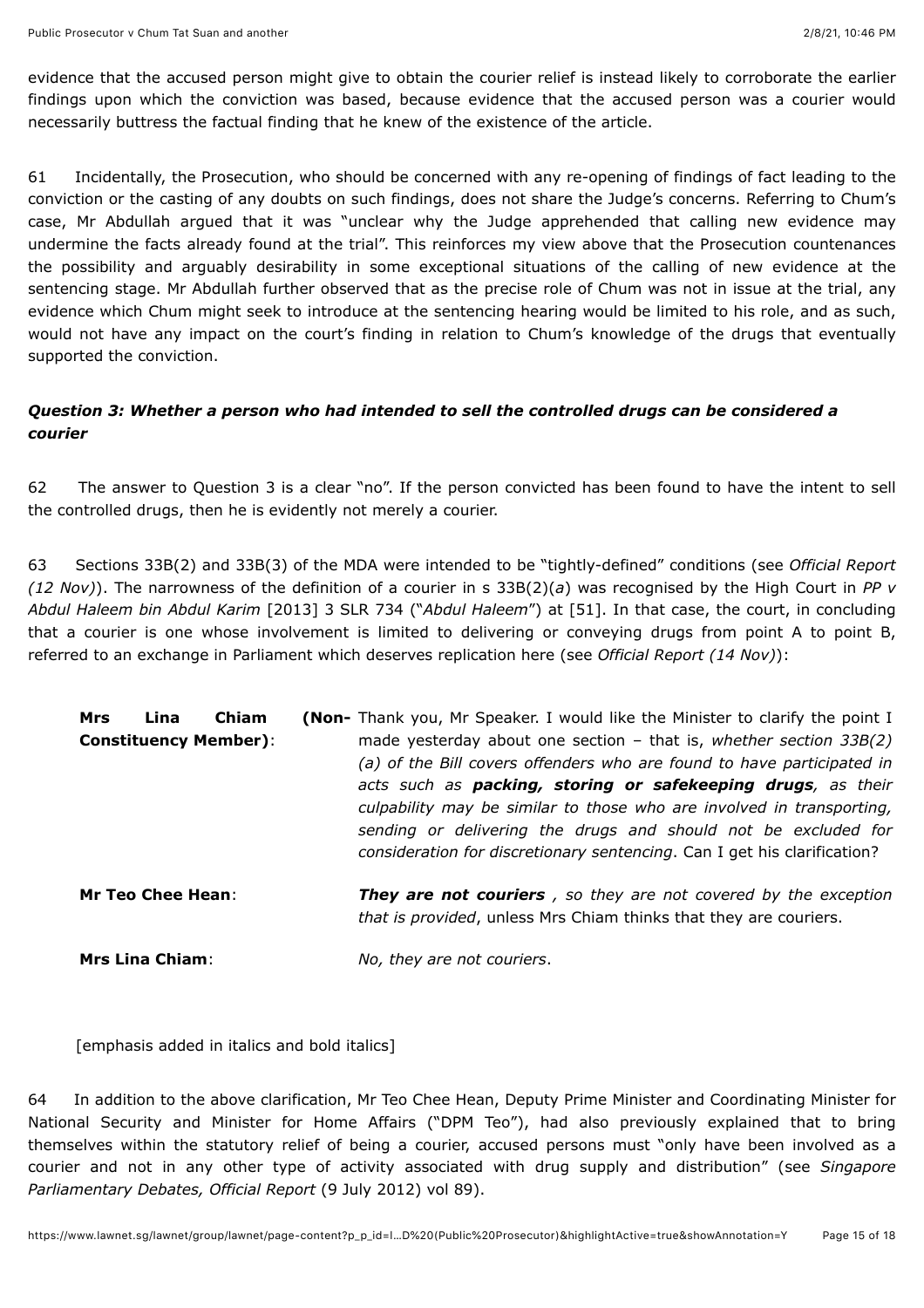evidence that the accused person might give to obtain the courier relief is instead likely to corroborate the earlier findings upon which the conviction was based, because evidence that the accused person was a courier would necessarily buttress the factual finding that he knew of the existence of the article.

61 Incidentally, the Prosecution, who should be concerned with any re-opening of findings of fact leading to the conviction or the casting of any doubts on such findings, does not share the Judge's concerns. Referring to Chum's case, Mr Abdullah argued that it was "unclear why the Judge apprehended that calling new evidence may undermine the facts already found at the trial". This reinforces my view above that the Prosecution countenances the possibility and arguably desirability in some exceptional situations of the calling of new evidence at the sentencing stage. Mr Abdullah further observed that as the precise role of Chum was not in issue at the trial, any evidence which Chum might seek to introduce at the sentencing hearing would be limited to his role, and as such, would not have any impact on the court's finding in relation to Chum's knowledge of the drugs that eventually supported the conviction.

### *Question 3: Whether a person who had intended to sell the controlled drugs can be considered a courier*

62 The answer to Question 3 is a clear "no". If the person convicted has been found to have the intent to sell the controlled drugs, then he is evidently not merely a courier.

63 Sections 33B(2) and 33B(3) of the MDA were intended to be "tightly-defined" conditions (see *Official Report (12 Nov)*). The narrowness of the definition of a courier in s 33B(2)(*a*) was recognised by the High Court in *PP v Abdul Haleem bin Abdul Karim* [2013] 3 SLR 734 ("*Abdul Haleem*") at [51]. In that case, the court, in concluding that a courier is one whose involvement is limited to delivering or conveying drugs from point A to point B, referred to an exchange in Parliament which deserves replication here (see *Official Report (14 Nov)*):

| | |
|---|---|
| **Mrs Lina Chiam (Non-Constituency Member)**: | Thank you, Mr Speaker. I would like the Minister to clarify the point I made yesterday about one section – that is, *whether section 33B(2)(a) of the Bill covers offenders who are found to have participated in acts such as* ***packing, storing or safekeeping drugs****, as their culpability may be similar to those who are involved in transporting, sending or delivering the drugs and should not be excluded for consideration for discretionary sentencing*. Can I get his clarification? |
| **Mr Teo Chee Hean**: | ***They are not couriers*** *, so they are not covered by the exception that is provided*, unless Mrs Chiam thinks that they are couriers. |
| **Mrs Lina Chiam**: | *No, they are not couriers*. |

[emphasis added in italics and bold italics]

64 In addition to the above clarification, Mr Teo Chee Hean, Deputy Prime Minister and Coordinating Minister for National Security and Minister for Home Affairs ("DPM Teo"), had also previously explained that to bring themselves within the statutory relief of being a courier, accused persons must "only have been involved as a courier and not in any other type of activity associated with drug supply and distribution" (see *Singapore Parliamentary Debates, Official Report* (9 July 2012) vol 89).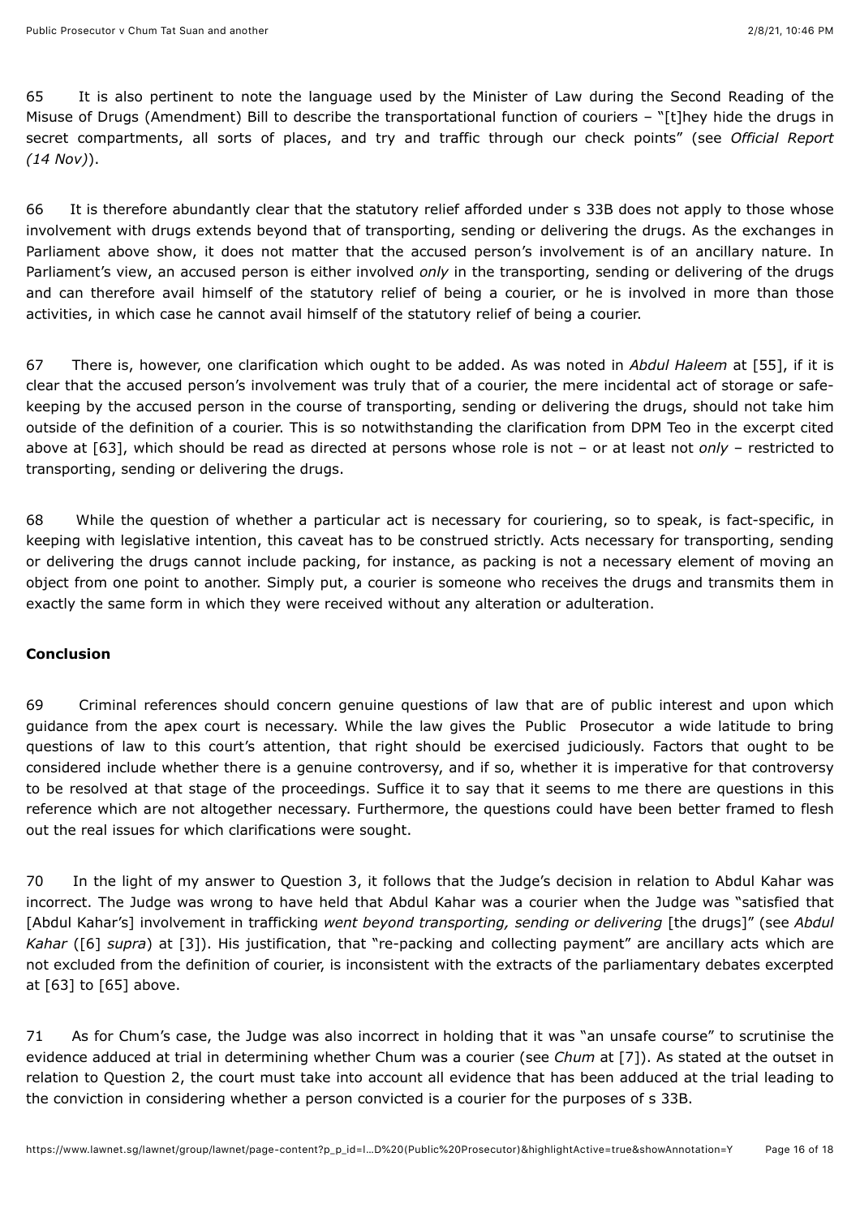65 It is also pertinent to note the language used by the Minister of Law during the Second Reading of the Misuse of Drugs (Amendment) Bill to describe the transportational function of couriers – "[t]hey hide the drugs in secret compartments, all sorts of places, and try and traffic through our check points" (see *Official Report (14 Nov)*).

66 It is therefore abundantly clear that the statutory relief afforded under s 33B does not apply to those whose involvement with drugs extends beyond that of transporting, sending or delivering the drugs. As the exchanges in Parliament above show, it does not matter that the accused person's involvement is of an ancillary nature. In Parliament's view, an accused person is either involved *only* in the transporting, sending or delivering of the drugs and can therefore avail himself of the statutory relief of being a courier, or he is involved in more than those activities, in which case he cannot avail himself of the statutory relief of being a courier.

67 There is, however, one clarification which ought to be added. As was noted in *Abdul Haleem* at [55], if it is clear that the accused person's involvement was truly that of a courier, the mere incidental act of storage or safe-keeping by the accused person in the course of transporting, sending or delivering the drugs, should not take him outside of the definition of a courier. This is so notwithstanding the clarification from DPM Teo in the excerpt cited above at [63], which should be read as directed at persons whose role is not – or at least not *only* – restricted to transporting, sending or delivering the drugs.

68 While the question of whether a particular act is necessary for couriering, so to speak, is fact-specific, in keeping with legislative intention, this caveat has to be construed strictly. Acts necessary for transporting, sending or delivering the drugs cannot include packing, for instance, as packing is not a necessary element of moving an object from one point to another. Simply put, a courier is someone who receives the drugs and transmits them in exactly the same form in which they were received without any alteration or adulteration.

**Conclusion**

69 Criminal references should concern genuine questions of law that are of public interest and upon which guidance from the apex court is necessary. While the law gives the Public Prosecutor a wide latitude to bring questions of law to this court's attention, that right should be exercised judiciously. Factors that ought to be considered include whether there is a genuine controversy, and if so, whether it is imperative for that controversy to be resolved at that stage of the proceedings. Suffice it to say that it seems to me there are questions in this reference which are not altogether necessary. Furthermore, the questions could have been better framed to flesh out the real issues for which clarifications were sought.

70 In the light of my answer to Question 3, it follows that the Judge's decision in relation to Abdul Kahar was incorrect. The Judge was wrong to have held that Abdul Kahar was a courier when the Judge was "satisfied that [Abdul Kahar's] involvement in trafficking *went beyond transporting, sending or delivering* [the drugs]" (see *Abdul Kahar* ([6] *supra*) at [3]). His justification, that "re-packing and collecting payment" are ancillary acts which are not excluded from the definition of courier, is inconsistent with the extracts of the parliamentary debates excerpted at [63] to [65] above.

71 As for Chum's case, the Judge was also incorrect in holding that it was "an unsafe course" to scrutinise the evidence adduced at trial in determining whether Chum was a courier (see *Chum* at [7]). As stated at the outset in relation to Question 2, the court must take into account all evidence that has been adduced at the trial leading to the conviction in considering whether a person convicted is a courier for the purposes of s 33B.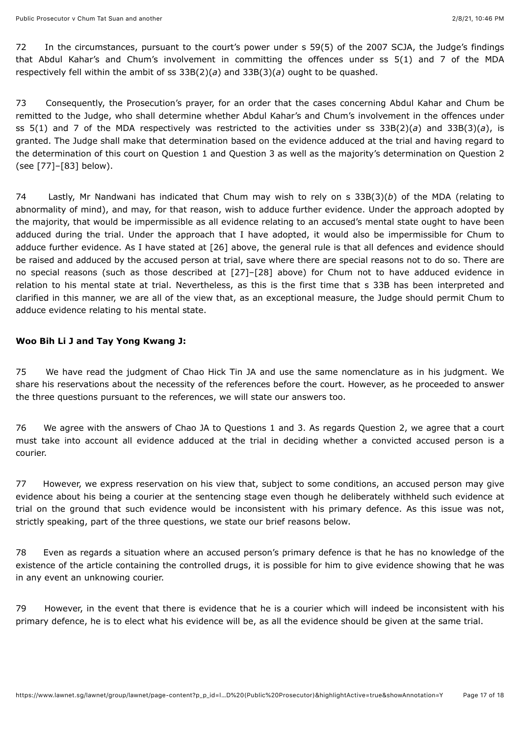72 In the circumstances, pursuant to the court's power under s 59(5) of the 2007 SCJA, the Judge's findings that Abdul Kahar's and Chum's involvement in committing the offences under ss 5(1) and 7 of the MDA respectively fell within the ambit of ss 33B(2)(*a*) and 33B(3)(*a*) ought to be quashed.

73 Consequently, the Prosecution's prayer, for an order that the cases concerning Abdul Kahar and Chum be remitted to the Judge, who shall determine whether Abdul Kahar's and Chum's involvement in the offences under ss 5(1) and 7 of the MDA respectively was restricted to the activities under ss 33B(2)(*a*) and 33B(3)(*a*), is granted. The Judge shall make that determination based on the evidence adduced at the trial and having regard to the determination of this court on Question 1 and Question 3 as well as the majority's determination on Question 2 (see [77]–[83] below).

74 Lastly, Mr Nandwani has indicated that Chum may wish to rely on s 33B(3)(*b*) of the MDA (relating to abnormality of mind), and may, for that reason, wish to adduce further evidence. Under the approach adopted by the majority, that would be impermissible as all evidence relating to an accused's mental state ought to have been adduced during the trial. Under the approach that I have adopted, it would also be impermissible for Chum to adduce further evidence. As I have stated at [26] above, the general rule is that all defences and evidence should be raised and adduced by the accused person at trial, save where there are special reasons not to do so. There are no special reasons (such as those described at [27]–[28] above) for Chum not to have adduced evidence in relation to his mental state at trial. Nevertheless, as this is the first time that s 33B has been interpreted and clarified in this manner, we are all of the view that, as an exceptional measure, the Judge should permit Chum to adduce evidence relating to his mental state.

**Woo Bih Li J and Tay Yong Kwang J:**

75 We have read the judgment of Chao Hick Tin JA and use the same nomenclature as in his judgment. We share his reservations about the necessity of the references before the court. However, as he proceeded to answer the three questions pursuant to the references, we will state our answers too.

76 We agree with the answers of Chao JA to Questions 1 and 3. As regards Question 2, we agree that a court must take into account all evidence adduced at the trial in deciding whether a convicted accused person is a courier.

77 However, we express reservation on his view that, subject to some conditions, an accused person may give evidence about his being a courier at the sentencing stage even though he deliberately withheld such evidence at trial on the ground that such evidence would be inconsistent with his primary defence. As this issue was not, strictly speaking, part of the three questions, we state our brief reasons below.

78 Even as regards a situation where an accused person's primary defence is that he has no knowledge of the existence of the article containing the controlled drugs, it is possible for him to give evidence showing that he was in any event an unknowing courier.

79 However, in the event that there is evidence that he is a courier which will indeed be inconsistent with his primary defence, he is to elect what his evidence will be, as all the evidence should be given at the same trial.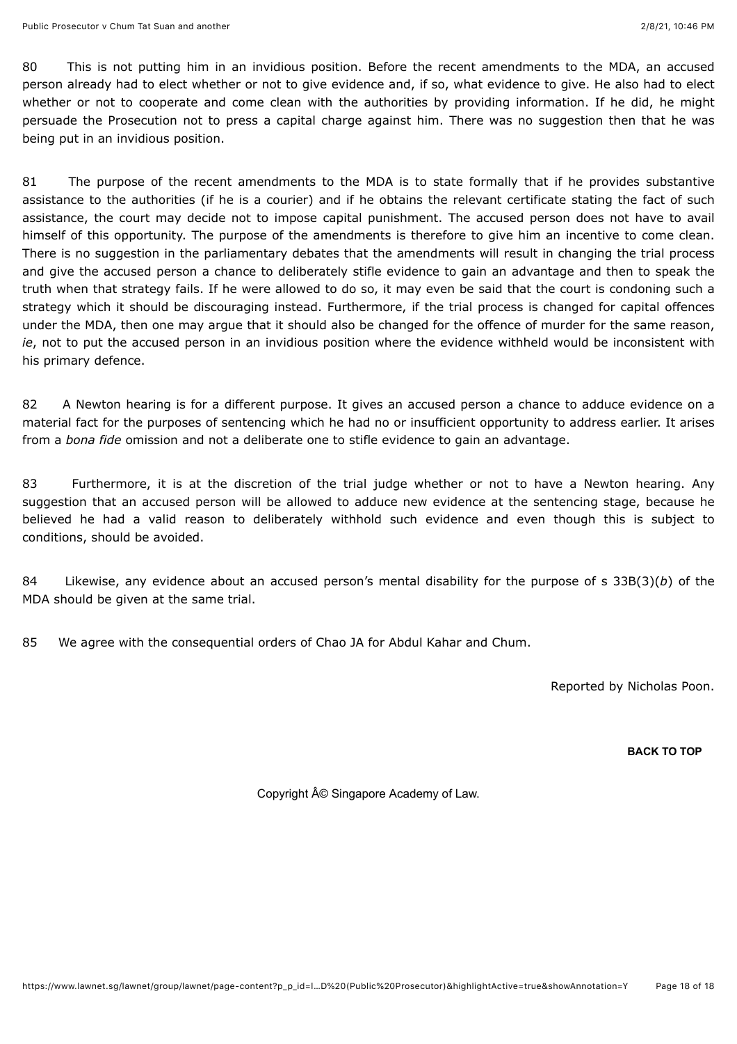80 This is not putting him in an invidious position. Before the recent amendments to the MDA, an accused person already had to elect whether or not to give evidence and, if so, what evidence to give. He also had to elect whether or not to cooperate and come clean with the authorities by providing information. If he did, he might persuade the Prosecution not to press a capital charge against him. There was no suggestion then that he was being put in an invidious position.

81 The purpose of the recent amendments to the MDA is to state formally that if he provides substantive assistance to the authorities (if he is a courier) and if he obtains the relevant certificate stating the fact of such assistance, the court may decide not to impose capital punishment. The accused person does not have to avail himself of this opportunity. The purpose of the amendments is therefore to give him an incentive to come clean. There is no suggestion in the parliamentary debates that the amendments will result in changing the trial process and give the accused person a chance to deliberately stifle evidence to gain an advantage and then to speak the truth when that strategy fails. If he were allowed to do so, it may even be said that the court is condoning such a strategy which it should be discouraging instead. Furthermore, if the trial process is changed for capital offences under the MDA, then one may argue that it should also be changed for the offence of murder for the same reason, *ie*, not to put the accused person in an invidious position where the evidence withheld would be inconsistent with his primary defence.

82 A Newton hearing is for a different purpose. It gives an accused person a chance to adduce evidence on a material fact for the purposes of sentencing which he had no or insufficient opportunity to address earlier. It arises from a *bona fide* omission and not a deliberate one to stifle evidence to gain an advantage.

83 Furthermore, it is at the discretion of the trial judge whether or not to have a Newton hearing. Any suggestion that an accused person will be allowed to adduce new evidence at the sentencing stage, because he believed he had a valid reason to deliberately withhold such evidence and even though this is subject to conditions, should be avoided.

84 Likewise, any evidence about an accused person's mental disability for the purpose of s 33B(3)(*b*) of the MDA should be given at the same trial.

85 We agree with the consequential orders of Chao JA for Abdul Kahar and Chum.

Reported by Nicholas Poon.

Copyright © Singapore Academy of Law.